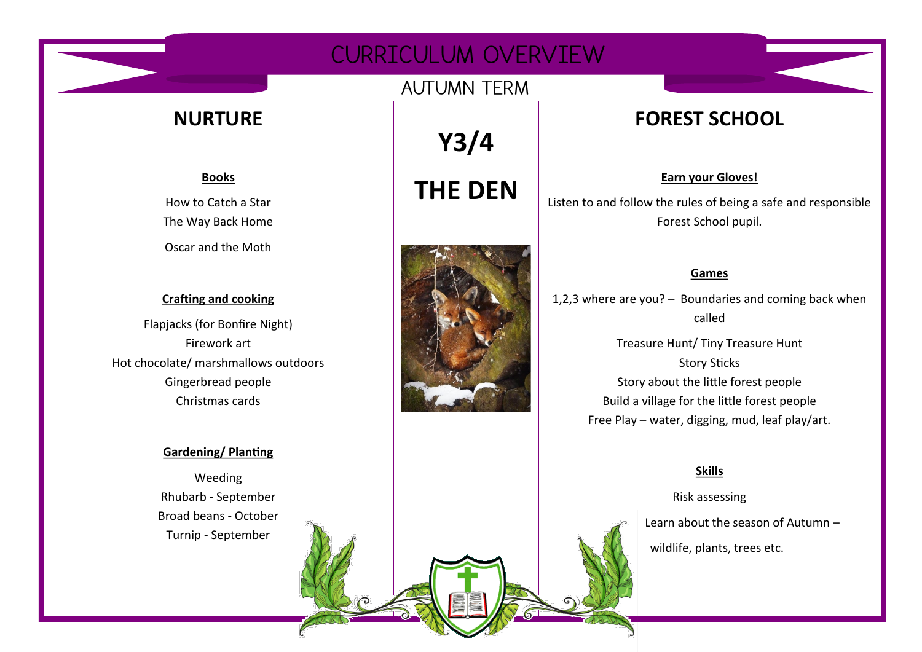# CURRICULUM OVERVIEW

## AUTUMN TERM

## Y3/4

## THE DEN

## NURTURE

**Books**

How to Catch a Star
The Way Back Home

Oscar and the Moth

**Crafting and cooking**

Flapjacks (for Bonfire Night)
Firework art
Hot chocolate/ marshmallows outdoors
Gingerbread people
Christmas cards

**Gardening/ Planting**

Weeding
Rhubarb - September
Broad beans - October
Turnip - September

## FOREST SCHOOL

**Earn your Gloves!**

Listen to and follow the rules of being a safe and responsible Forest School pupil.

**Games**

1,2,3 where are you? – Boundaries and coming back when called

Treasure Hunt/ Tiny Treasure Hunt
Story Sticks
Story about the little forest people
Build a village for the little forest people
Free Play – water, digging, mud, leaf play/art.

**Skills**

Risk assessing

Learn about the season of Autumn – wildlife, plants, trees etc.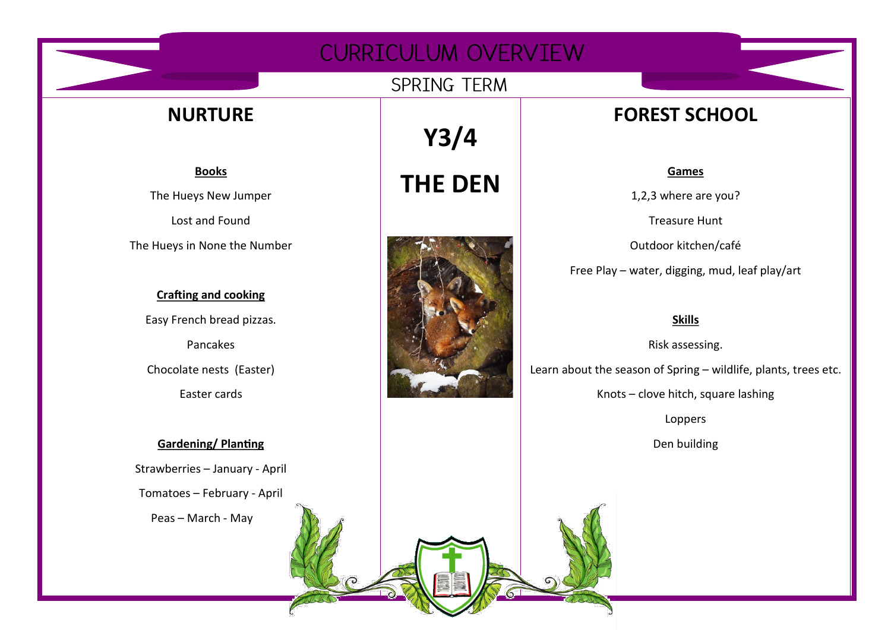# CURRICULUM OVERVIEW

## SPRING TERM

## NURTURE

**Books**

The Hueys New Jumper

Lost and Found

The Hueys in None the Number

**Crafting and cooking**

Easy French bread pizzas.

Pancakes

Chocolate nests (Easter)

Easter cards

**Gardening/ Planting**

Strawberries – January - April

Tomatoes – February - April

Peas – March - May

## Y3/4

## THE DEN

## FOREST SCHOOL

**Games**

1,2,3 where are you?

Treasure Hunt

Outdoor kitchen/café

Free Play – water, digging, mud, leaf play/art

**Skills**

Risk assessing.

Learn about the season of Spring – wildlife, plants, trees etc.

Knots – clove hitch, square lashing

Loppers

Den building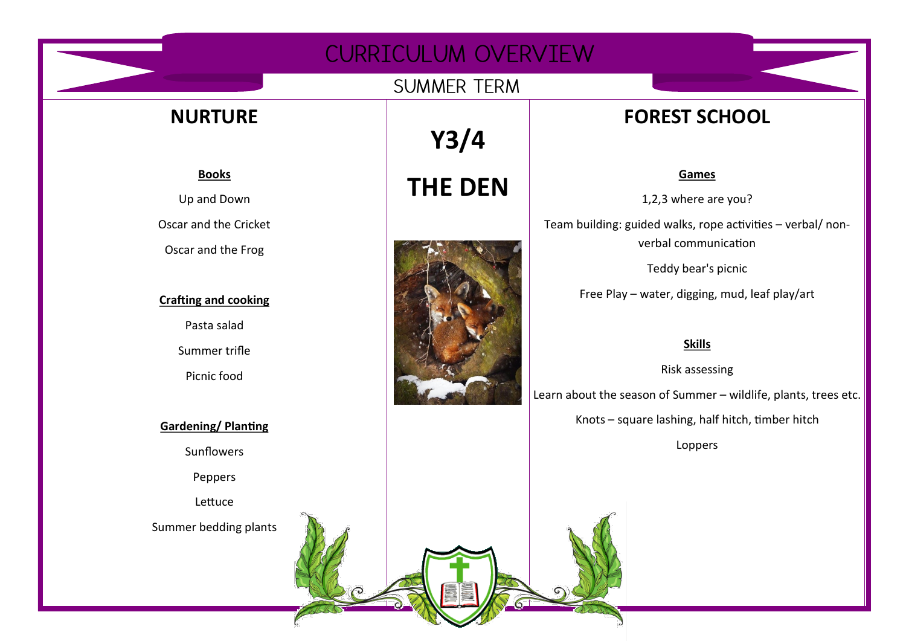# CURRICULUM OVERVIEW

## SUMMER TERM

## NURTURE

**Books**

Up and Down

Oscar and the Cricket

Oscar and the Frog

**Crafting and cooking**

Pasta salad

Summer trifle

Picnic food

**Gardening/ Planting**

Sunflowers

Peppers

Lettuce

Summer bedding plants

## Y3/4

## THE DEN

## FOREST SCHOOL

**Games**

1,2,3 where are you?

Team building: guided walks, rope activities – verbal/ non-verbal communication

Teddy bear's picnic

Free Play – water, digging, mud, leaf play/art

**Skills**

Risk assessing

Learn about the season of Summer – wildlife, plants, trees etc.

Knots – square lashing, half hitch, timber hitch

Loppers